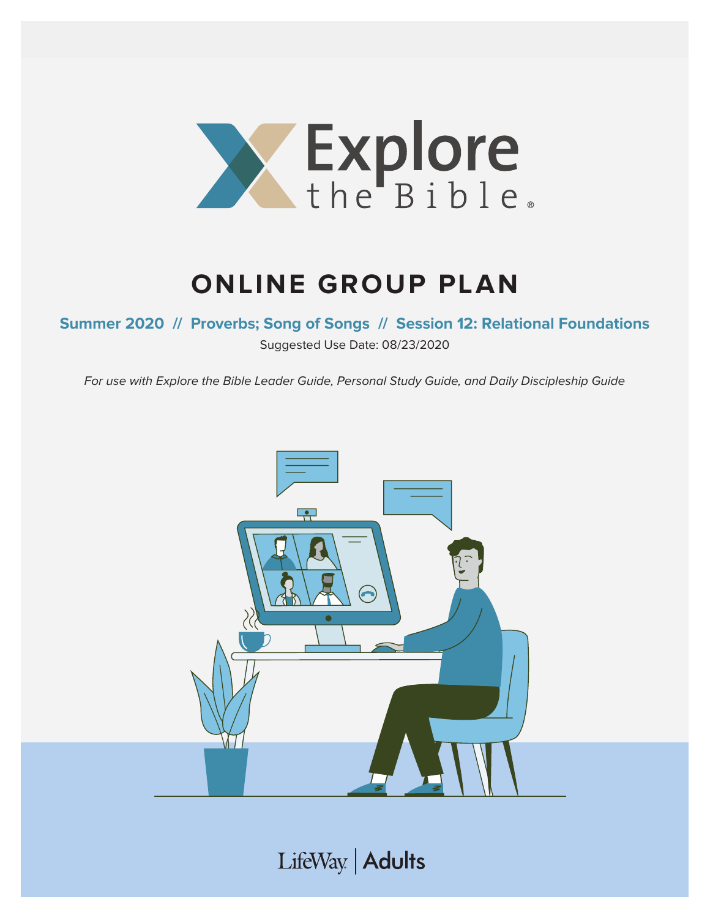# Explore the Bible

## ONLINE GROUP PLAN

**Summer 2020 // Proverbs; Song of Songs // Session 12: Relational Foundations**

Suggested Use Date: 08/23/2020

*For use with Explore the Bible Leader Guide, Personal Study Guide, and Daily Discipleship Guide*

LifeWay | Adults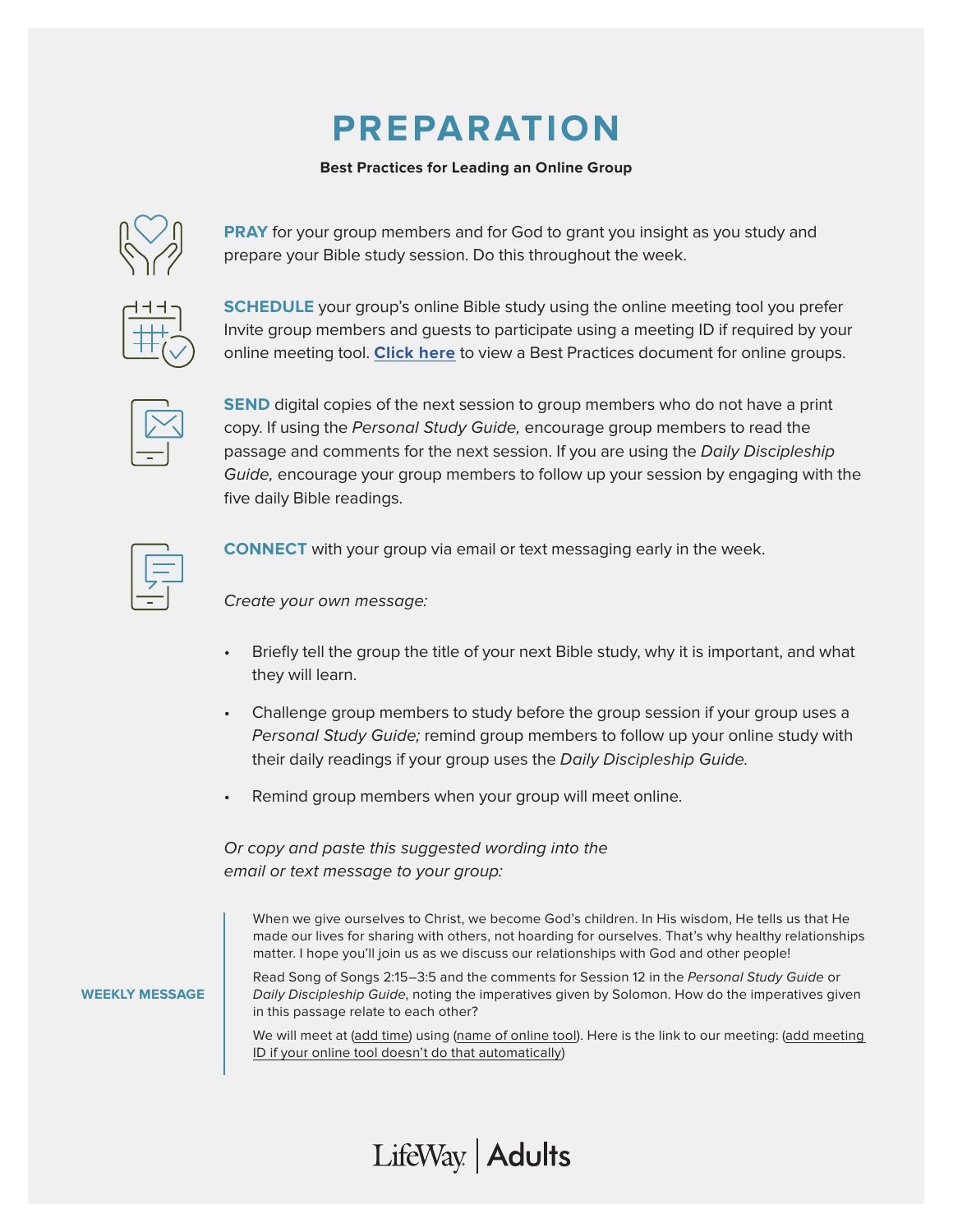# PREPARATION

**Best Practices for Leading an Online Group**

**PRAY** for your group members and for God to grant you insight as you study and prepare your Bible study session. Do this throughout the week.

**SCHEDULE** your group's online Bible study using the online meeting tool you prefer Invite group members and guests to participate using a meeting ID if required by your online meeting tool. **Click here** to view a Best Practices document for online groups.

**SEND** digital copies of the next session to group members who do not have a print copy. If using the *Personal Study Guide,* encourage group members to read the passage and comments for the next session. If you are using the *Daily Discipleship Guide,* encourage your group members to follow up your session by engaging with the five daily Bible readings.

**CONNECT** with your group via email or text messaging early in the week.

*Create your own message:*

- Briefly tell the group the title of your next Bible study, why it is important, and what they will learn.
- Challenge group members to study before the group session if your group uses a *Personal Study Guide;* remind group members to follow up your online study with their daily readings if your group uses the *Daily Discipleship Guide.*
- Remind group members when your group will meet online.

*Or copy and paste this suggested wording into the email or text message to your group:*

**WEEKLY MESSAGE**

When we give ourselves to Christ, we become God's children. In His wisdom, He tells us that He made our lives for sharing with others, not hoarding for ourselves. That's why healthy relationships matter. I hope you'll join us as we discuss our relationships with God and other people!

Read Song of Songs 2:15–3:5 and the comments for Session 12 in the *Personal Study Guide* or *Daily Discipleship Guide*, noting the imperatives given by Solomon. How do the imperatives given in this passage relate to each other?

We will meet at (add time) using (name of online tool). Here is the link to our meeting: (add meeting ID if your online tool doesn't do that automatically)

LifeWay | Adults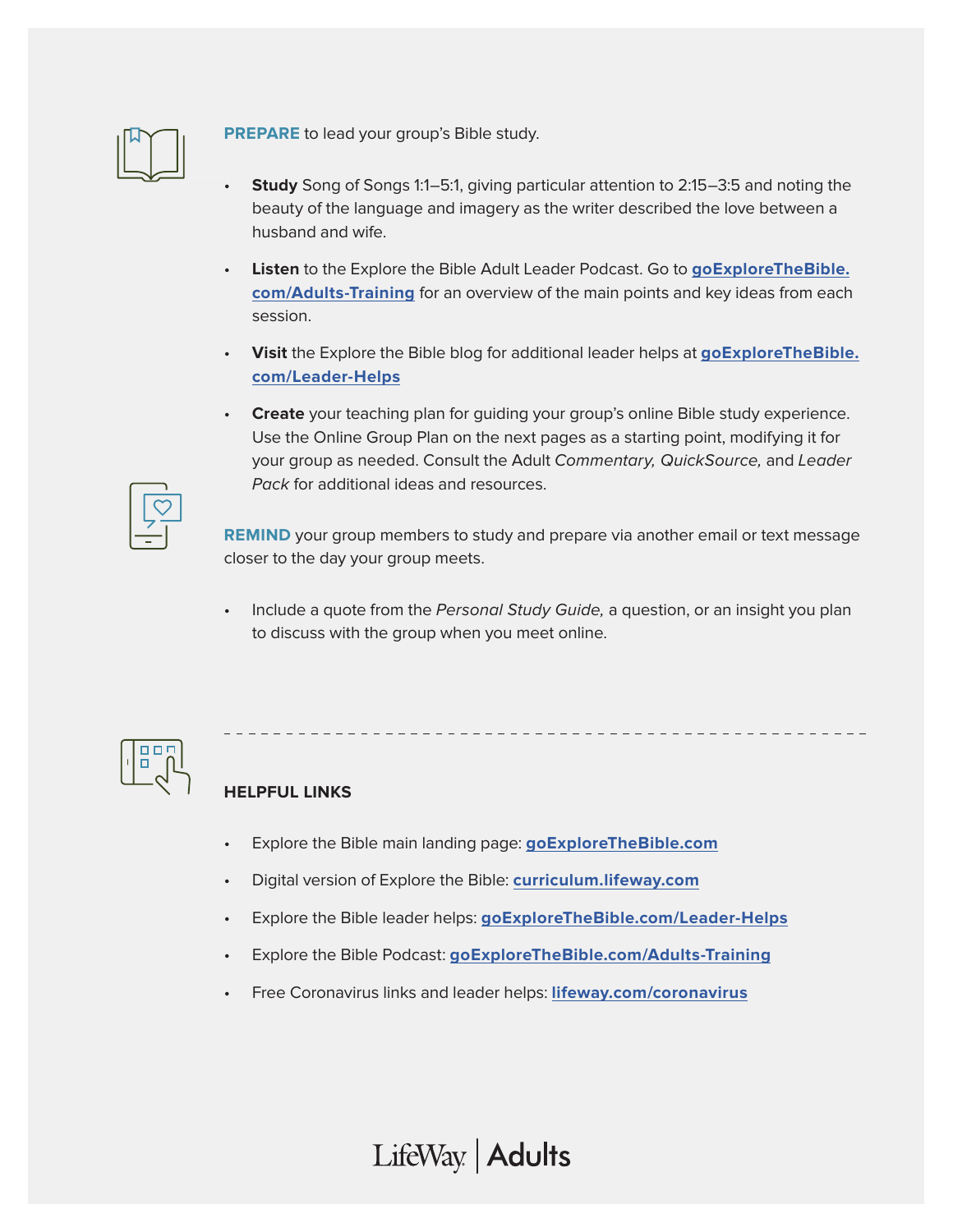**PREPARE** to lead your group's Bible study.

- **Study** Song of Songs 1:1–5:1, giving particular attention to 2:15–3:5 and noting the beauty of the language and imagery as the writer described the love between a husband and wife.
- **Listen** to the Explore the Bible Adult Leader Podcast. Go to **goExploreTheBible.com/Adults-Training** for an overview of the main points and key ideas from each session.
- **Visit** the Explore the Bible blog for additional leader helps at **goExploreTheBible.com/Leader-Helps**
- **Create** your teaching plan for guiding your group's online Bible study experience. Use the Online Group Plan on the next pages as a starting point, modifying it for your group as needed. Consult the Adult *Commentary, QuickSource,* and *Leader Pack* for additional ideas and resources.

**REMIND** your group members to study and prepare via another email or text message closer to the day your group meets.

- Include a quote from the *Personal Study Guide,* a question, or an insight you plan to discuss with the group when you meet online.

---

**HELPFUL LINKS**

- Explore the Bible main landing page: **goExploreTheBible.com**
- Digital version of Explore the Bible: **curriculum.lifeway.com**
- Explore the Bible leader helps: **goExploreTheBible.com/Leader-Helps**
- Explore the Bible Podcast: **goExploreTheBible.com/Adults-Training**
- Free Coronavirus links and leader helps: **lifeway.com/coronavirus**

LifeWay | Adults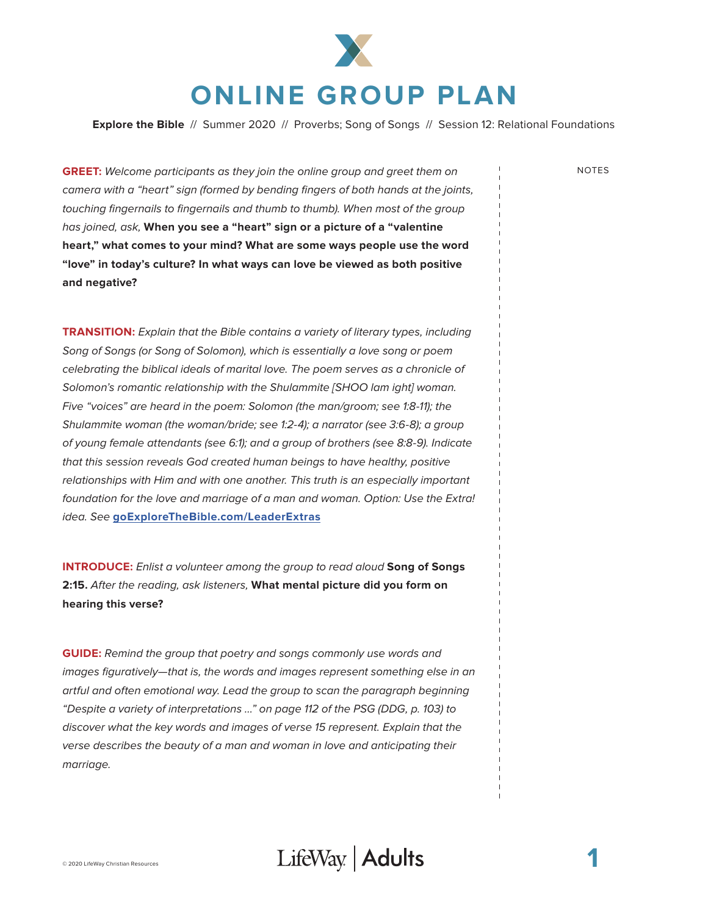# ONLINE GROUP PLAN

**Explore the Bible** // Summer 2020 // Proverbs; Song of Songs // Session 12: Relational Foundations

NOTES

**GREET:** *Welcome participants as they join the online group and greet them on camera with a "heart" sign (formed by bending fingers of both hands at the joints, touching fingernails to fingernails and thumb to thumb). When most of the group has joined, ask,* **When you see a "heart" sign or a picture of a "valentine heart," what comes to your mind? What are some ways people use the word "love" in today's culture? In what ways can love be viewed as both positive and negative?**

**TRANSITION:** *Explain that the Bible contains a variety of literary types, including Song of Songs (or Song of Solomon), which is essentially a love song or poem celebrating the biblical ideals of marital love. The poem serves as a chronicle of Solomon's romantic relationship with the Shulammite [SHOO lam ight] woman. Five "voices" are heard in the poem: Solomon (the man/groom; see 1:8-11); the Shulammite woman (the woman/bride; see 1:2-4); a narrator (see 3:6-8); a group of young female attendants (see 6:1); and a group of brothers (see 8:8-9). Indicate that this session reveals God created human beings to have healthy, positive relationships with Him and with one another. This truth is an especially important foundation for the love and marriage of a man and woman. Option: Use the Extra! idea. See* **goExploreTheBible.com/LeaderExtras**

**INTRODUCE:** *Enlist a volunteer among the group to read aloud* **Song of Songs 2:15.** *After the reading, ask listeners,* **What mental picture did you form on hearing this verse?**

**GUIDE:** *Remind the group that poetry and songs commonly use words and images figuratively—that is, the words and images represent something else in an artful and often emotional way. Lead the group to scan the paragraph beginning "Despite a variety of interpretations …" on page 112 of the PSG (DDG, p. 103) to discover what the key words and images of verse 15 represent. Explain that the verse describes the beauty of a man and woman in love and anticipating their marriage.*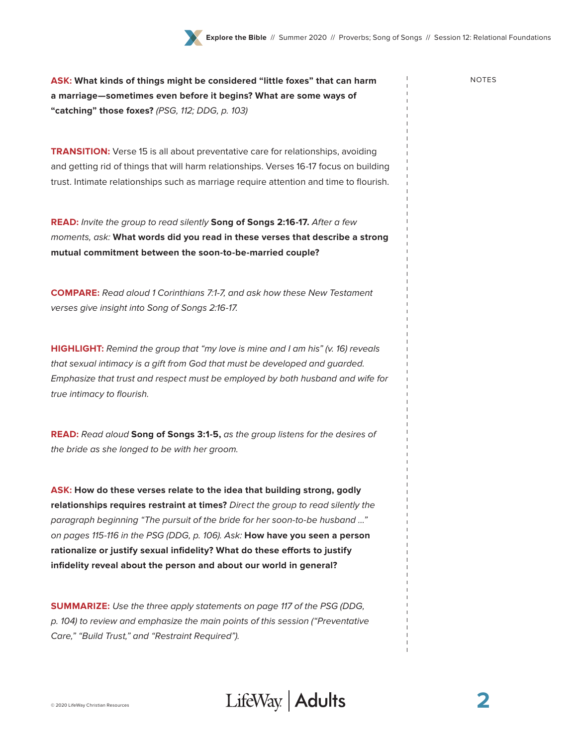**ASK:** **What kinds of things might be considered "little foxes" that can harm a marriage—sometimes even before it begins? What are some ways of "catching" those foxes?** *(PSG, 112; DDG, p. 103)*

**TRANSITION:** Verse 15 is all about preventative care for relationships, avoiding and getting rid of things that will harm relationships. Verses 16-17 focus on building trust. Intimate relationships such as marriage require attention and time to flourish.

**READ:** *Invite the group to read silently* **Song of Songs 2:16-17.** *After a few moments, ask:* **What words did you read in these verses that describe a strong mutual commitment between the soon-to-be-married couple?**

**COMPARE:** *Read aloud 1 Corinthians 7:1-7, and ask how these New Testament verses give insight into Song of Songs 2:16-17.*

**HIGHLIGHT:** *Remind the group that "my love is mine and I am his" (v. 16) reveals that sexual intimacy is a gift from God that must be developed and guarded. Emphasize that trust and respect must be employed by both husband and wife for true intimacy to flourish.*

**READ:** *Read aloud* **Song of Songs 3:1-5,** *as the group listens for the desires of the bride as she longed to be with her groom.*

**ASK:** **How do these verses relate to the idea that building strong, godly relationships requires restraint at times?** *Direct the group to read silently the paragraph beginning "The pursuit of the bride for her soon-to-be husband ..." on pages 115-116 in the PSG (DDG, p. 106). Ask:* **How have you seen a person rationalize or justify sexual infidelity? What do these efforts to justify infidelity reveal about the person and about our world in general?**

**SUMMARIZE:** *Use the three apply statements on page 117 of the PSG (DDG, p. 104) to review and emphasize the main points of this session ("Preventative Care," "Build Trust," and "Restraint Required").*

NOTES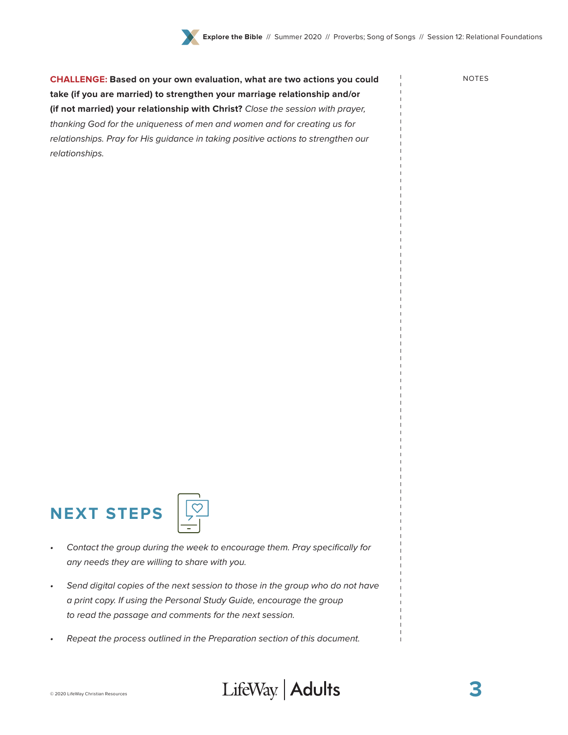**CHALLENGE: Based on your own evaluation, what are two actions you could take (if you are married) to strengthen your marriage relationship and/or (if not married) your relationship with Christ?** *Close the session with prayer, thanking God for the uniqueness of men and women and for creating us for relationships. Pray for His guidance in taking positive actions to strengthen our relationships.*

NOTES

## NEXT STEPS

- *Contact the group during the week to encourage them. Pray specifically for any needs they are willing to share with you.*
- *Send digital copies of the next session to those in the group who do not have a print copy. If using the Personal Study Guide, encourage the group to read the passage and comments for the next session.*
- *Repeat the process outlined in the Preparation section of this document.*

© 2020 LifeWay Christian Resources